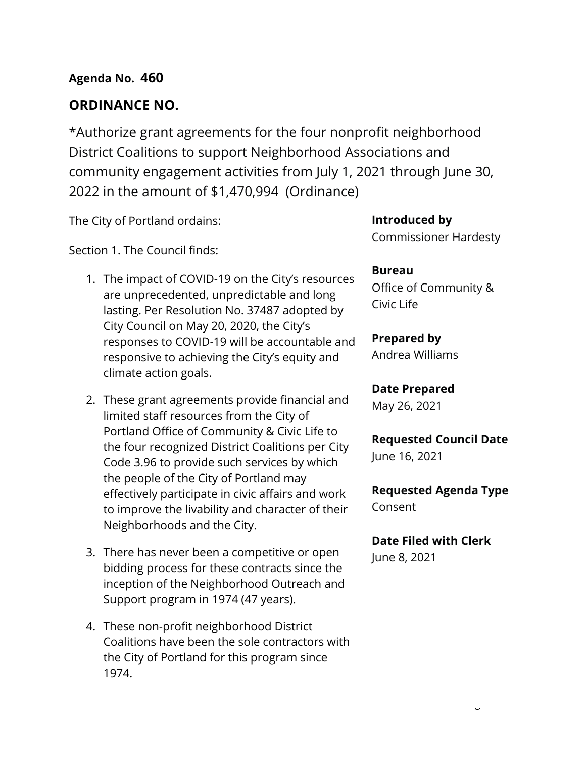**Agenda No. 460**

## ORDINANCE NO.

*Authorize grant agreements for the four nonprofit neighborhood District Coalitions to support Neighborhood Associations and community engagement activities from July 1, 2021 through June 30, 2022 in the amount of $1,470,994 (Ordinance)

The City of Portland ordains:

Section 1. The Council finds:

1. The impact of COVID-19 on the City's resources are unprecedented, unpredictable and long lasting. Per Resolution No. 37487 adopted by City Council on May 20, 2020, the City's responses to COVID-19 will be accountable and responsive to achieving the City's equity and climate action goals.

2. These grant agreements provide financial and limited staff resources from the City of Portland Office of Community & Civic Life to the four recognized District Coalitions per City Code 3.96 to provide such services by which the people of the City of Portland may effectively participate in civic affairs and work to improve the livability and character of their Neighborhoods and the City.

3. There has never been a competitive or open bidding process for these contracts since the inception of the Neighborhood Outreach and Support program in 1974 (47 years).

4. These non-profit neighborhood District Coalitions have been the sole contractors with the City of Portland for this program since 1974.

**Introduced by**
Commissioner Hardesty

**Bureau**
Office of Community & Civic Life

**Prepared by**
Andrea Williams

**Date Prepared**
May 26, 2021

**Requested Council Date**
June 16, 2021

**Requested Agenda Type**
Consent

**Date Filed with Clerk**
June 8, 2021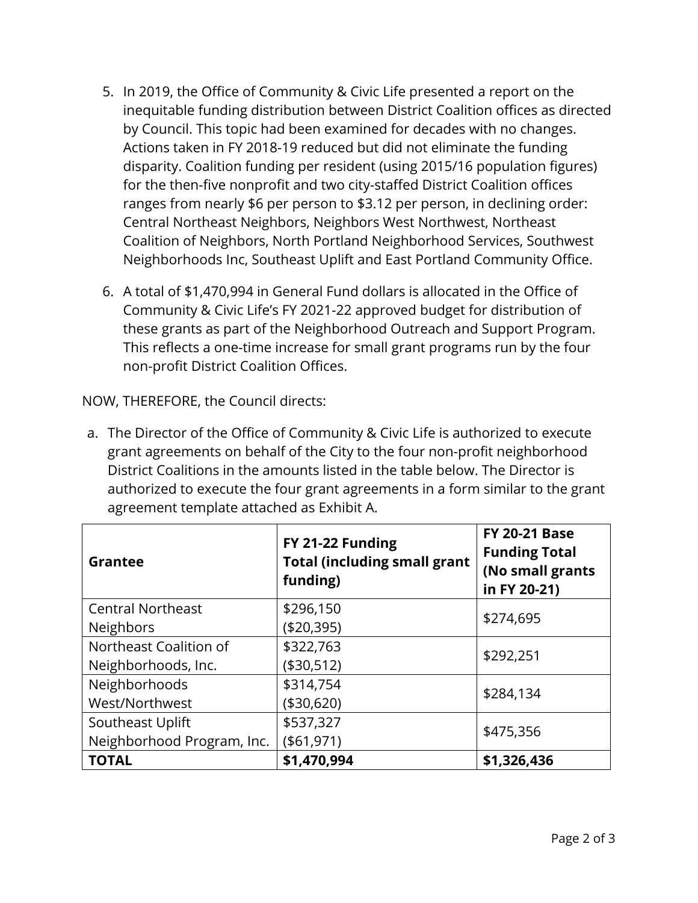5. In 2019, the Office of Community & Civic Life presented a report on the inequitable funding distribution between District Coalition offices as directed by Council. This topic had been examined for decades with no changes. Actions taken in FY 2018-19 reduced but did not eliminate the funding disparity. Coalition funding per resident (using 2015/16 population figures) for the then-five nonprofit and two city-staffed District Coalition offices ranges from nearly $6 per person to $3.12 per person, in declining order: Central Northeast Neighbors, Neighbors West Northwest, Northeast Coalition of Neighbors, North Portland Neighborhood Services, Southwest Neighborhoods Inc, Southeast Uplift and East Portland Community Office.

6. A total of $1,470,994 in General Fund dollars is allocated in the Office of Community & Civic Life's FY 2021-22 approved budget for distribution of these grants as part of the Neighborhood Outreach and Support Program. This reflects a one-time increase for small grant programs run by the four non-profit District Coalition Offices.

NOW, THEREFORE, the Council directs:

a. The Director of the Office of Community & Civic Life is authorized to execute grant agreements on behalf of the City to the four non-profit neighborhood District Coalitions in the amounts listed in the table below. The Director is authorized to execute the four grant agreements in a form similar to the grant agreement template attached as Exhibit A.

| **Grantee** | **FY 21-22 Funding Total (including small grant funding)** | **FY 20-21 Base Funding Total (No small grants in FY 20-21)** |
|---|---|---|
| Central Northeast Neighbors | $296,150 ($20,395) | $274,695 |
| Northeast Coalition of Neighborhoods, Inc. | $322,763 ($30,512) | $292,251 |
| Neighborhoods West/Northwest | $314,754 ($30,620) | $284,134 |
| Southeast Uplift Neighborhood Program, Inc. | $537,327 ($61,971) | $475,356 |
| **TOTAL** | **$1,470,994** | **$1,326,436** |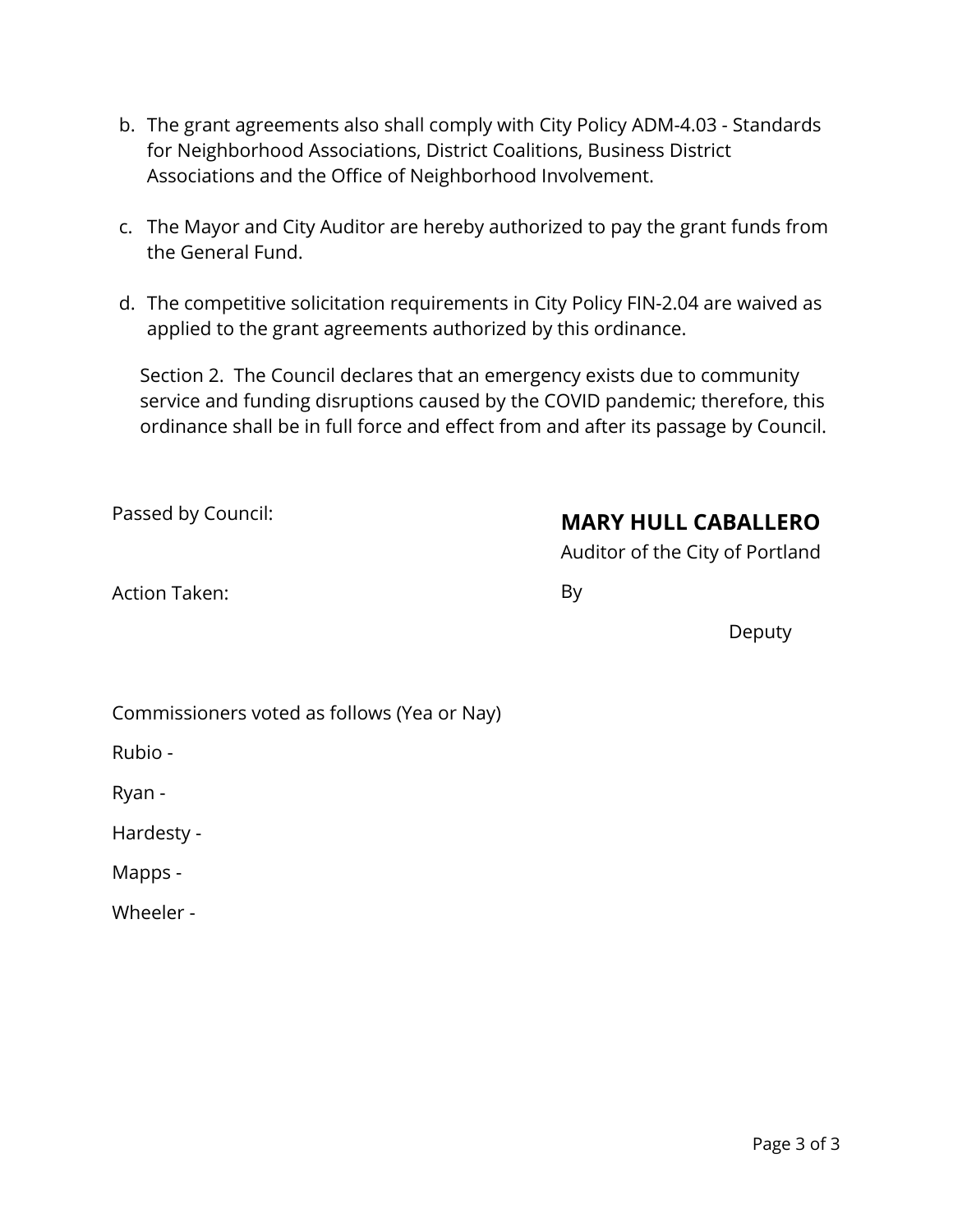b. The grant agreements also shall comply with City Policy ADM-4.03 - Standards for Neighborhood Associations, District Coalitions, Business District Associations and the Office of Neighborhood Involvement.

c. The Mayor and City Auditor are hereby authorized to pay the grant funds from the General Fund.

d. The competitive solicitation requirements in City Policy FIN-2.04 are waived as applied to the grant agreements authorized by this ordinance.

Section 2. The Council declares that an emergency exists due to community service and funding disruptions caused by the COVID pandemic; therefore, this ordinance shall be in full force and effect from and after its passage by Council.

Passed by Council:

Action Taken:

**MARY HULL CABALLERO**
Auditor of the City of Portland

By

Deputy

Commissioners voted as follows (Yea or Nay)

Rubio -

Ryan -

Hardesty -

Mapps -

Wheeler -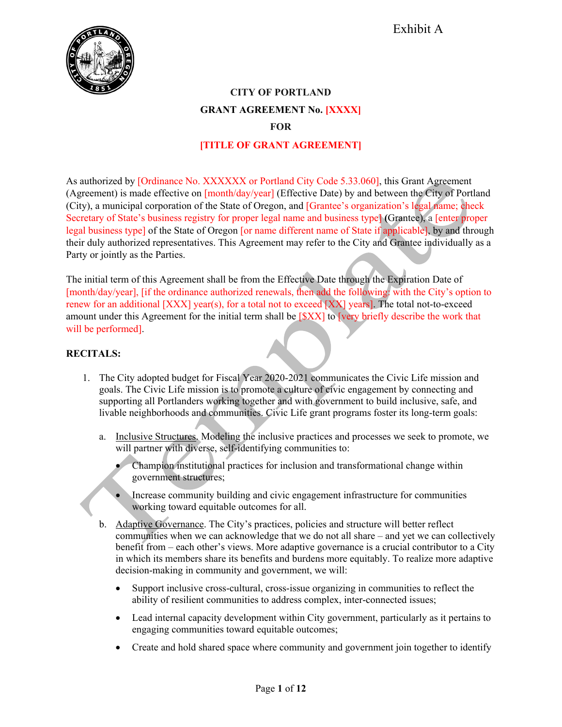Exhibit A

**CITY OF PORTLAND**

**GRANT AGREEMENT No. [XXXX]**

**FOR**

**[TITLE OF GRANT AGREEMENT]**

As authorized by [Ordinance No. XXXXXX or Portland City Code 5.33.060], this Grant Agreement (Agreement) is made effective on [month/day/year] (Effective Date) by and between the City of Portland (City), a municipal corporation of the State of Oregon, and [Grantee's organization's legal name; check Secretary of State's business registry for proper legal name and business type] (Grantee), a [enter proper legal business type] of the State of Oregon [or name different name of State if applicable], by and through their duly authorized representatives. This Agreement may refer to the City and Grantee individually as a Party or jointly as the Parties.

The initial term of this Agreement shall be from the Effective Date through the Expiration Date of [month/day/year], [if the ordinance authorized renewals, then add the following: with the City's option to renew for an additional [XXX] year(s), for a total not to exceed [XX] years]. The total not-to-exceed amount under this Agreement for the initial term shall be [$XX] to [very briefly describe the work that will be performed].

**RECITALS:**

1. The City adopted budget for Fiscal Year 2020-2021 communicates the Civic Life mission and goals. The Civic Life mission is to promote a culture of civic engagement by connecting and supporting all Portlanders working together and with government to build inclusive, safe, and livable neighborhoods and communities. Civic Life grant programs foster its long-term goals:

   a. Inclusive Structures. Modeling the inclusive practices and processes we seek to promote, we will partner with diverse, self-identifying communities to:

      - Champion institutional practices for inclusion and transformational change within government structures;
      - Increase community building and civic engagement infrastructure for communities working toward equitable outcomes for all.

   b. Adaptive Governance. The City's practices, policies and structure will better reflect communities when we can acknowledge that we do not all share – and yet we can collectively benefit from – each other's views. More adaptive governance is a crucial contributor to a City in which its members share its benefits and burdens more equitably. To realize more adaptive decision-making in community and government, we will:

      - Support inclusive cross-cultural, cross-issue organizing in communities to reflect the ability of resilient communities to address complex, inter-connected issues;
      - Lead internal capacity development within City government, particularly as it pertains to engaging communities toward equitable outcomes;
      - Create and hold shared space where community and government join together to identify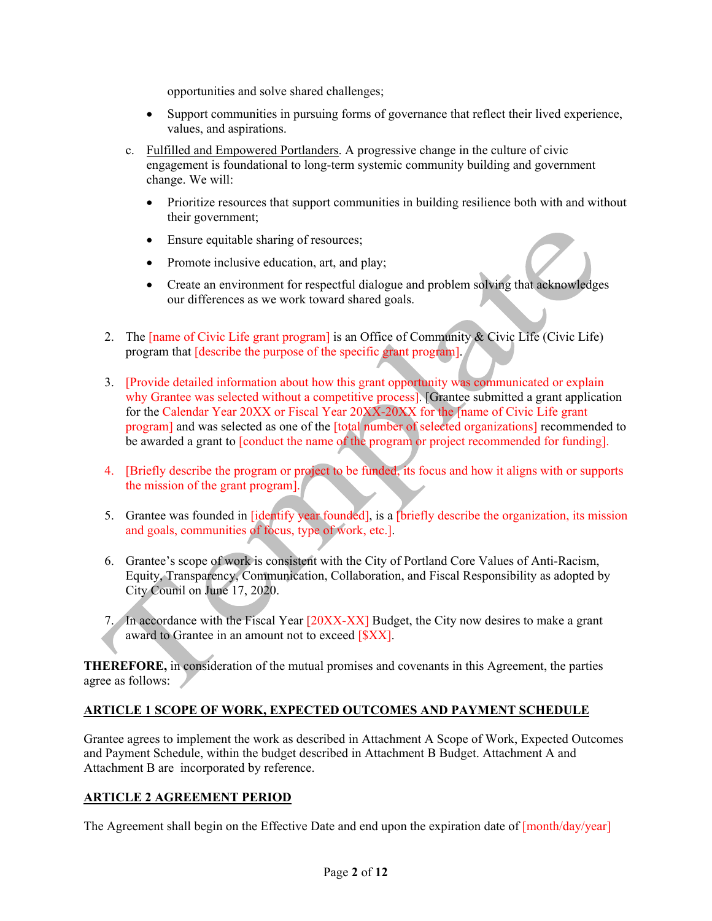opportunities and solve shared challenges;

- Support communities in pursuing forms of governance that reflect their lived experience, values, and aspirations.

c. Fulfilled and Empowered Portlanders. A progressive change in the culture of civic engagement is foundational to long-term systemic community building and government change. We will:

- Prioritize resources that support communities in building resilience both with and without their government;
- Ensure equitable sharing of resources;
- Promote inclusive education, art, and play;
- Create an environment for respectful dialogue and problem solving that acknowledges our differences as we work toward shared goals.

2. The [name of Civic Life grant program] is an Office of Community & Civic Life (Civic Life) program that [describe the purpose of the specific grant program].

3. [Provide detailed information about how this grant opportunity was communicated or explain why Grantee was selected without a competitive process]. [Grantee submitted a grant application for the Calendar Year 20XX or Fiscal Year 20XX-20XX for the [name of Civic Life grant program] and was selected as one of the [total number of selected organizations] recommended to be awarded a grant to [conduct the name of the program or project recommended for funding].

4. [Briefly describe the program or project to be funded, its focus and how it aligns with or supports the mission of the grant program].

5. Grantee was founded in [identify year founded], is a [briefly describe the organization, its mission and goals, communities of focus, type of work, etc.].

6. Grantee's scope of work is consistent with the City of Portland Core Values of Anti-Racism, Equity, Transparency, Communication, Collaboration, and Fiscal Responsibility as adopted by City Counil on June 17, 2020.

7. In accordance with the Fiscal Year [20XX-XX] Budget, the City now desires to make a grant award to Grantee in an amount not to exceed [$XX].

**THEREFORE,** in consideration of the mutual promises and covenants in this Agreement, the parties agree as follows:

## ARTICLE 1 SCOPE OF WORK, EXPECTED OUTCOMES AND PAYMENT SCHEDULE

Grantee agrees to implement the work as described in Attachment A Scope of Work, Expected Outcomes and Payment Schedule, within the budget described in Attachment B Budget. Attachment A and Attachment B are incorporated by reference.

## ARTICLE 2 AGREEMENT PERIOD

The Agreement shall begin on the Effective Date and end upon the expiration date of [month/day/year]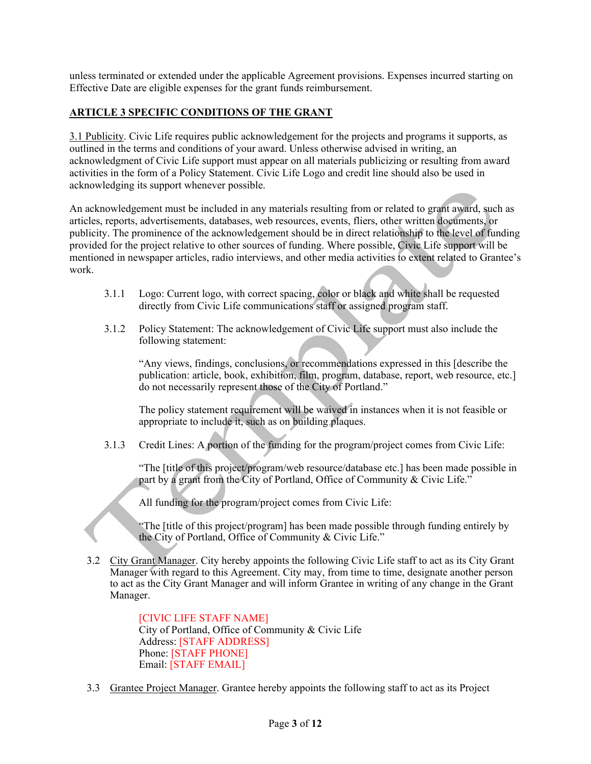unless terminated or extended under the applicable Agreement provisions. Expenses incurred starting on Effective Date are eligible expenses for the grant funds reimbursement.

## ARTICLE 3 SPECIFIC CONDITIONS OF THE GRANT

3.1 Publicity. Civic Life requires public acknowledgement for the projects and programs it supports, as outlined in the terms and conditions of your award. Unless otherwise advised in writing, an acknowledgment of Civic Life support must appear on all materials publicizing or resulting from award activities in the form of a Policy Statement. Civic Life Logo and credit line should also be used in acknowledging its support whenever possible.

An acknowledgement must be included in any materials resulting from or related to grant award, such as articles, reports, advertisements, databases, web resources, events, fliers, other written documents, or publicity. The prominence of the acknowledgement should be in direct relationship to the level of funding provided for the project relative to other sources of funding. Where possible, Civic Life support will be mentioned in newspaper articles, radio interviews, and other media activities to extent related to Grantee's work.

3.1.1 Logo: Current logo, with correct spacing, color or black and white shall be requested directly from Civic Life communications staff or assigned program staff.

3.1.2 Policy Statement: The acknowledgement of Civic Life support must also include the following statement:

"Any views, findings, conclusions, or recommendations expressed in this [describe the publication: article, book, exhibition, film, program, database, report, web resource, etc.] do not necessarily represent those of the City of Portland."

The policy statement requirement will be waived in instances when it is not feasible or appropriate to include it, such as on building plaques.

3.1.3 Credit Lines: A portion of the funding for the program/project comes from Civic Life:

"The [title of this project/program/web resource/database etc.] has been made possible in part by a grant from the City of Portland, Office of Community & Civic Life."

All funding for the program/project comes from Civic Life:

"The [title of this project/program] has been made possible through funding entirely by the City of Portland, Office of Community & Civic Life."

3.2 City Grant Manager. City hereby appoints the following Civic Life staff to act as its City Grant Manager with regard to this Agreement. City may, from time to time, designate another person to act as the City Grant Manager and will inform Grantee in writing of any change in the Grant Manager.

[CIVIC LIFE STAFF NAME]
City of Portland, Office of Community & Civic Life
Address: [STAFF ADDRESS]
Phone: [STAFF PHONE]
Email: [STAFF EMAIL]

3.3 Grantee Project Manager. Grantee hereby appoints the following staff to act as its Project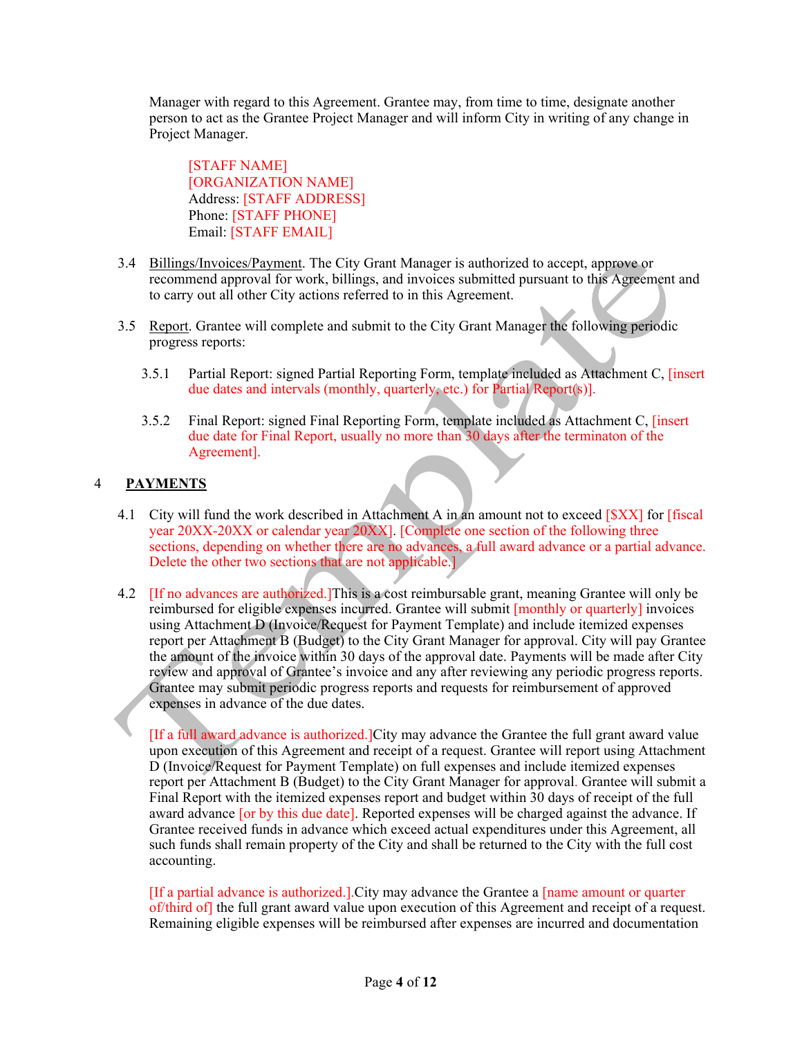Manager with regard to this Agreement. Grantee may, from time to time, designate another person to act as the Grantee Project Manager and will inform City in writing of any change in Project Manager.

[STAFF NAME]
[ORGANIZATION NAME]
Address: [STAFF ADDRESS]
Phone: [STAFF PHONE]
Email: [STAFF EMAIL]

3.4 Billings/Invoices/Payment. The City Grant Manager is authorized to accept, approve or recommend approval for work, billings, and invoices submitted pursuant to this Agreement and to carry out all other City actions referred to in this Agreement.

3.5 Report. Grantee will complete and submit to the City Grant Manager the following periodic progress reports:

3.5.1 Partial Report: signed Partial Reporting Form, template included as Attachment C, [insert due dates and intervals (monthly, quarterly, etc.) for Partial Report(s)].

3.5.2 Final Report: signed Final Reporting Form, template included as Attachment C, [insert due date for Final Report, usually no more than 30 days after the terminaton of the Agreement].

## 4 PAYMENTS

4.1 City will fund the work described in Attachment A in an amount not to exceed [$XX] for [fiscal year 20XX-20XX or calendar year 20XX]. [Complete one section of the following three sections, depending on whether there are no advances, a full award advance or a partial advance. Delete the other two sections that are not applicable.]

4.2 [If no advances are authorized.]This is a cost reimbursable grant, meaning Grantee will only be reimbursed for eligible expenses incurred. Grantee will submit [monthly or quarterly] invoices using Attachment D (Invoice/Request for Payment Template) and include itemized expenses report per Attachment B (Budget) to the City Grant Manager for approval. City will pay Grantee the amount of the invoice within 30 days of the approval date. Payments will be made after City review and approval of Grantee's invoice and any after reviewing any periodic progress reports. Grantee may submit periodic progress reports and requests for reimbursement of approved expenses in advance of the due dates.

[If a full award advance is authorized.]City may advance the Grantee the full grant award value upon execution of this Agreement and receipt of a request. Grantee will report using Attachment D (Invoice/Request for Payment Template) on full expenses and include itemized expenses report per Attachment B (Budget) to the City Grant Manager for approval. Grantee will submit a Final Report with the itemized expenses report and budget within 30 days of receipt of the full award advance [or by this due date]. Reported expenses will be charged against the advance. If Grantee received funds in advance which exceed actual expenditures under this Agreement, all such funds shall remain property of the City and shall be returned to the City with the full cost accounting.

[If a partial advance is authorized.].City may advance the Grantee a [name amount or quarter of/third of] the full grant award value upon execution of this Agreement and receipt of a request. Remaining eligible expenses will be reimbursed after expenses are incurred and documentation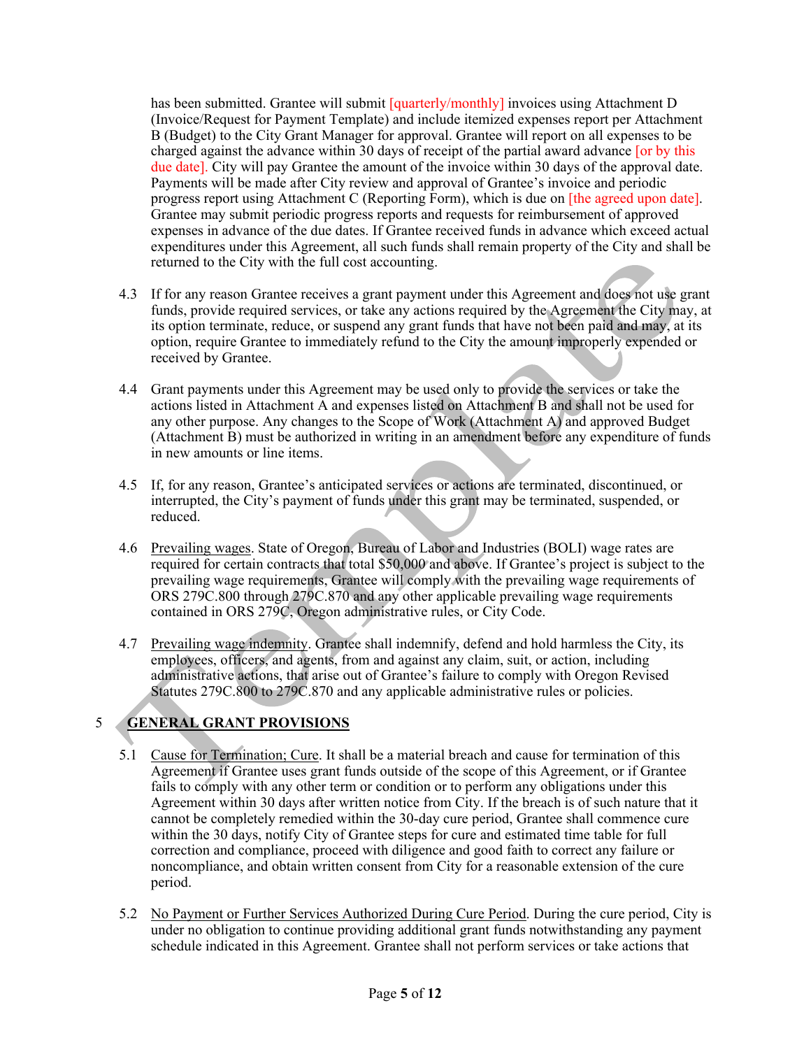has been submitted. Grantee will submit [quarterly/monthly] invoices using Attachment D (Invoice/Request for Payment Template) and include itemized expenses report per Attachment B (Budget) to the City Grant Manager for approval. Grantee will report on all expenses to be charged against the advance within 30 days of receipt of the partial award advance [or by this due date]. City will pay Grantee the amount of the invoice within 30 days of the approval date. Payments will be made after City review and approval of Grantee's invoice and periodic progress report using Attachment C (Reporting Form), which is due on [the agreed upon date]. Grantee may submit periodic progress reports and requests for reimbursement of approved expenses in advance of the due dates. If Grantee received funds in advance which exceed actual expenditures under this Agreement, all such funds shall remain property of the City and shall be returned to the City with the full cost accounting.

4.3 If for any reason Grantee receives a grant payment under this Agreement and does not use grant funds, provide required services, or take any actions required by the Agreement the City may, at its option terminate, reduce, or suspend any grant funds that have not been paid and may, at its option, require Grantee to immediately refund to the City the amount improperly expended or received by Grantee.

4.4 Grant payments under this Agreement may be used only to provide the services or take the actions listed in Attachment A and expenses listed on Attachment B and shall not be used for any other purpose. Any changes to the Scope of Work (Attachment A) and approved Budget (Attachment B) must be authorized in writing in an amendment before any expenditure of funds in new amounts or line items.

4.5 If, for any reason, Grantee's anticipated services or actions are terminated, discontinued, or interrupted, the City's payment of funds under this grant may be terminated, suspended, or reduced.

4.6 Prevailing wages. State of Oregon, Bureau of Labor and Industries (BOLI) wage rates are required for certain contracts that total $50,000 and above. If Grantee's project is subject to the prevailing wage requirements, Grantee will comply with the prevailing wage requirements of ORS 279C.800 through 279C.870 and any other applicable prevailing wage requirements contained in ORS 279C, Oregon administrative rules, or City Code.

4.7 Prevailing wage indemnity. Grantee shall indemnify, defend and hold harmless the City, its employees, officers, and agents, from and against any claim, suit, or action, including administrative actions, that arise out of Grantee's failure to comply with Oregon Revised Statutes 279C.800 to 279C.870 and any applicable administrative rules or policies.

## 5 GENERAL GRANT PROVISIONS

5.1 Cause for Termination; Cure. It shall be a material breach and cause for termination of this Agreement if Grantee uses grant funds outside of the scope of this Agreement, or if Grantee fails to comply with any other term or condition or to perform any obligations under this Agreement within 30 days after written notice from City. If the breach is of such nature that it cannot be completely remedied within the 30-day cure period, Grantee shall commence cure within the 30 days, notify City of Grantee steps for cure and estimated time table for full correction and compliance, proceed with diligence and good faith to correct any failure or noncompliance, and obtain written consent from City for a reasonable extension of the cure period.

5.2 No Payment or Further Services Authorized During Cure Period. During the cure period, City is under no obligation to continue providing additional grant funds notwithstanding any payment schedule indicated in this Agreement. Grantee shall not perform services or take actions that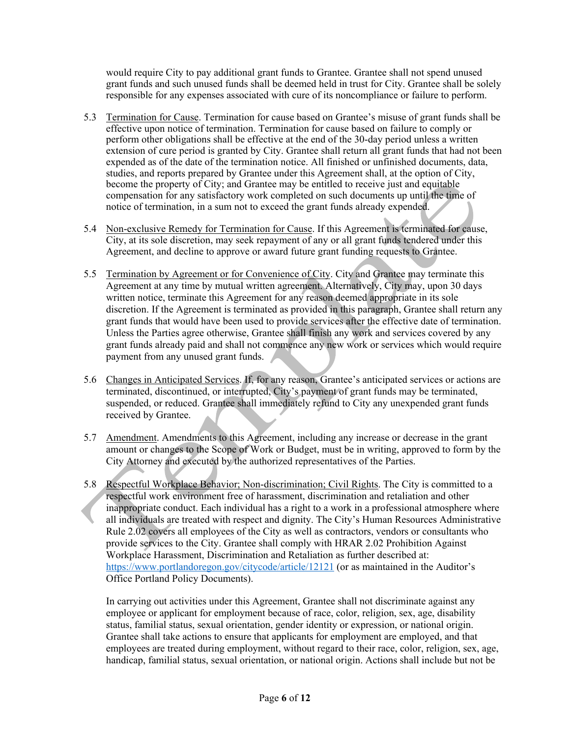would require City to pay additional grant funds to Grantee. Grantee shall not spend unused grant funds and such unused funds shall be deemed held in trust for City. Grantee shall be solely responsible for any expenses associated with cure of its noncompliance or failure to perform.

5.3 Termination for Cause. Termination for cause based on Grantee's misuse of grant funds shall be effective upon notice of termination. Termination for cause based on failure to comply or perform other obligations shall be effective at the end of the 30-day period unless a written extension of cure period is granted by City. Grantee shall return all grant funds that had not been expended as of the date of the termination notice. All finished or unfinished documents, data, studies, and reports prepared by Grantee under this Agreement shall, at the option of City, become the property of City; and Grantee may be entitled to receive just and equitable compensation for any satisfactory work completed on such documents up until the time of notice of termination, in a sum not to exceed the grant funds already expended.

5.4 Non-exclusive Remedy for Termination for Cause. If this Agreement is terminated for cause, City, at its sole discretion, may seek repayment of any or all grant funds tendered under this Agreement, and decline to approve or award future grant funding requests to Grantee.

5.5 Termination by Agreement or for Convenience of City. City and Grantee may terminate this Agreement at any time by mutual written agreement. Alternatively, City may, upon 30 days written notice, terminate this Agreement for any reason deemed appropriate in its sole discretion. If the Agreement is terminated as provided in this paragraph, Grantee shall return any grant funds that would have been used to provide services after the effective date of termination. Unless the Parties agree otherwise, Grantee shall finish any work and services covered by any grant funds already paid and shall not commence any new work or services which would require payment from any unused grant funds.

5.6 Changes in Anticipated Services. If, for any reason, Grantee's anticipated services or actions are terminated, discontinued, or interrupted, City's payment of grant funds may be terminated, suspended, or reduced. Grantee shall immediately refund to City any unexpended grant funds received by Grantee.

5.7 Amendment. Amendments to this Agreement, including any increase or decrease in the grant amount or changes to the Scope of Work or Budget, must be in writing, approved to form by the City Attorney and executed by the authorized representatives of the Parties.

5.8 Respectful Workplace Behavior; Non-discrimination; Civil Rights. The City is committed to a respectful work environment free of harassment, discrimination and retaliation and other inappropriate conduct. Each individual has a right to a work in a professional atmosphere where all individuals are treated with respect and dignity. The City's Human Resources Administrative Rule 2.02 covers all employees of the City as well as contractors, vendors or consultants who provide services to the City. Grantee shall comply with HRAR 2.02 Prohibition Against Workplace Harassment, Discrimination and Retaliation as further described at: https://www.portlandoregon.gov/citycode/article/12121 (or as maintained in the Auditor's Office Portland Policy Documents).

In carrying out activities under this Agreement, Grantee shall not discriminate against any employee or applicant for employment because of race, color, religion, sex, age, disability status, familial status, sexual orientation, gender identity or expression, or national origin. Grantee shall take actions to ensure that applicants for employment are employed, and that employees are treated during employment, without regard to their race, color, religion, sex, age, handicap, familial status, sexual orientation, or national origin. Actions shall include but not be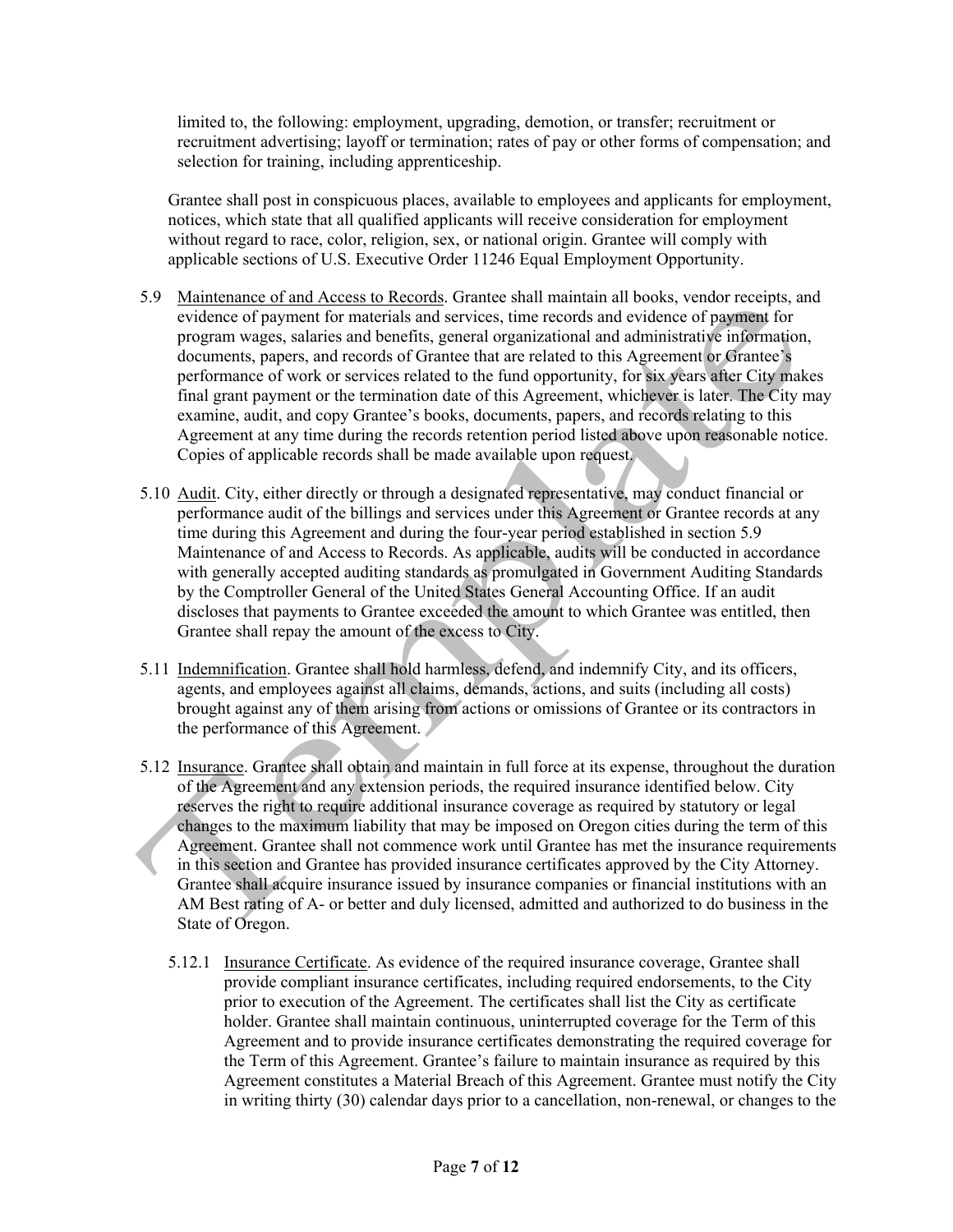limited to, the following: employment, upgrading, demotion, or transfer; recruitment or recruitment advertising; layoff or termination; rates of pay or other forms of compensation; and selection for training, including apprenticeship.

Grantee shall post in conspicuous places, available to employees and applicants for employment, notices, which state that all qualified applicants will receive consideration for employment without regard to race, color, religion, sex, or national origin. Grantee will comply with applicable sections of U.S. Executive Order 11246 Equal Employment Opportunity.

5.9 Maintenance of and Access to Records. Grantee shall maintain all books, vendor receipts, and evidence of payment for materials and services, time records and evidence of payment for program wages, salaries and benefits, general organizational and administrative information, documents, papers, and records of Grantee that are related to this Agreement or Grantee's performance of work or services related to the fund opportunity, for six years after City makes final grant payment or the termination date of this Agreement, whichever is later. The City may examine, audit, and copy Grantee's books, documents, papers, and records relating to this Agreement at any time during the records retention period listed above upon reasonable notice. Copies of applicable records shall be made available upon request.

5.10 Audit. City, either directly or through a designated representative, may conduct financial or performance audit of the billings and services under this Agreement or Grantee records at any time during this Agreement and during the four-year period established in section 5.9 Maintenance of and Access to Records. As applicable, audits will be conducted in accordance with generally accepted auditing standards as promulgated in Government Auditing Standards by the Comptroller General of the United States General Accounting Office. If an audit discloses that payments to Grantee exceeded the amount to which Grantee was entitled, then Grantee shall repay the amount of the excess to City.

5.11 Indemnification. Grantee shall hold harmless, defend, and indemnify City, and its officers, agents, and employees against all claims, demands, actions, and suits (including all costs) brought against any of them arising from actions or omissions of Grantee or its contractors in the performance of this Agreement.

5.12 Insurance. Grantee shall obtain and maintain in full force at its expense, throughout the duration of the Agreement and any extension periods, the required insurance identified below. City reserves the right to require additional insurance coverage as required by statutory or legal changes to the maximum liability that may be imposed on Oregon cities during the term of this Agreement. Grantee shall not commence work until Grantee has met the insurance requirements in this section and Grantee has provided insurance certificates approved by the City Attorney. Grantee shall acquire insurance issued by insurance companies or financial institutions with an AM Best rating of A- or better and duly licensed, admitted and authorized to do business in the State of Oregon.

5.12.1 Insurance Certificate. As evidence of the required insurance coverage, Grantee shall provide compliant insurance certificates, including required endorsements, to the City prior to execution of the Agreement. The certificates shall list the City as certificate holder. Grantee shall maintain continuous, uninterrupted coverage for the Term of this Agreement and to provide insurance certificates demonstrating the required coverage for the Term of this Agreement. Grantee's failure to maintain insurance as required by this Agreement constitutes a Material Breach of this Agreement. Grantee must notify the City in writing thirty (30) calendar days prior to a cancellation, non-renewal, or changes to the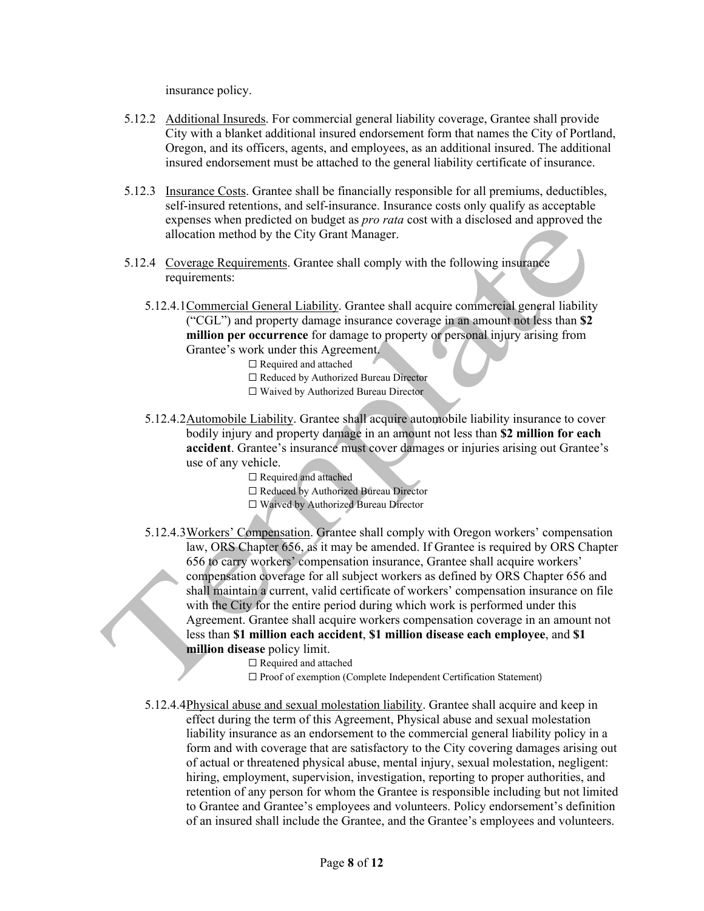insurance policy.

5.12.2 Additional Insureds. For commercial general liability coverage, Grantee shall provide City with a blanket additional insured endorsement form that names the City of Portland, Oregon, and its officers, agents, and employees, as an additional insured. The additional insured endorsement must be attached to the general liability certificate of insurance.

5.12.3 Insurance Costs. Grantee shall be financially responsible for all premiums, deductibles, self-insured retentions, and self-insurance. Insurance costs only qualify as acceptable expenses when predicted on budget as *pro rata* cost with a disclosed and approved the allocation method by the City Grant Manager.

5.12.4 Coverage Requirements. Grantee shall comply with the following insurance requirements:

5.12.4.1 Commercial General Liability. Grantee shall acquire commercial general liability ("CGL") and property damage insurance coverage in an amount not less than **$2 million per occurrence** for damage to property or personal injury arising from Grantee's work under this Agreement.

☐ Required and attached
☐ Reduced by Authorized Bureau Director
☐ Waived by Authorized Bureau Director

5.12.4.2 Automobile Liability. Grantee shall acquire automobile liability insurance to cover bodily injury and property damage in an amount not less than **$2 million for each accident**. Grantee's insurance must cover damages or injuries arising out Grantee's use of any vehicle.

☐ Required and attached
☐ Reduced by Authorized Bureau Director
☐ Waived by Authorized Bureau Director

5.12.4.3 Workers' Compensation. Grantee shall comply with Oregon workers' compensation law, ORS Chapter 656, as it may be amended. If Grantee is required by ORS Chapter 656 to carry workers' compensation insurance, Grantee shall acquire workers' compensation coverage for all subject workers as defined by ORS Chapter 656 and shall maintain a current, valid certificate of workers' compensation insurance on file with the City for the entire period during which work is performed under this Agreement. Grantee shall acquire workers compensation coverage in an amount not less than **$1 million each accident**, **$1 million disease each employee**, and **$1 million disease** policy limit.

☐ Required and attached
☐ Proof of exemption (Complete Independent Certification Statement)

5.12.4.4 Physical abuse and sexual molestation liability. Grantee shall acquire and keep in effect during the term of this Agreement, Physical abuse and sexual molestation liability insurance as an endorsement to the commercial general liability policy in a form and with coverage that are satisfactory to the City covering damages arising out of actual or threatened physical abuse, mental injury, sexual molestation, negligent: hiring, employment, supervision, investigation, reporting to proper authorities, and retention of any person for whom the Grantee is responsible including but not limited to Grantee and Grantee's employees and volunteers. Policy endorsement's definition of an insured shall include the Grantee, and the Grantee's employees and volunteers.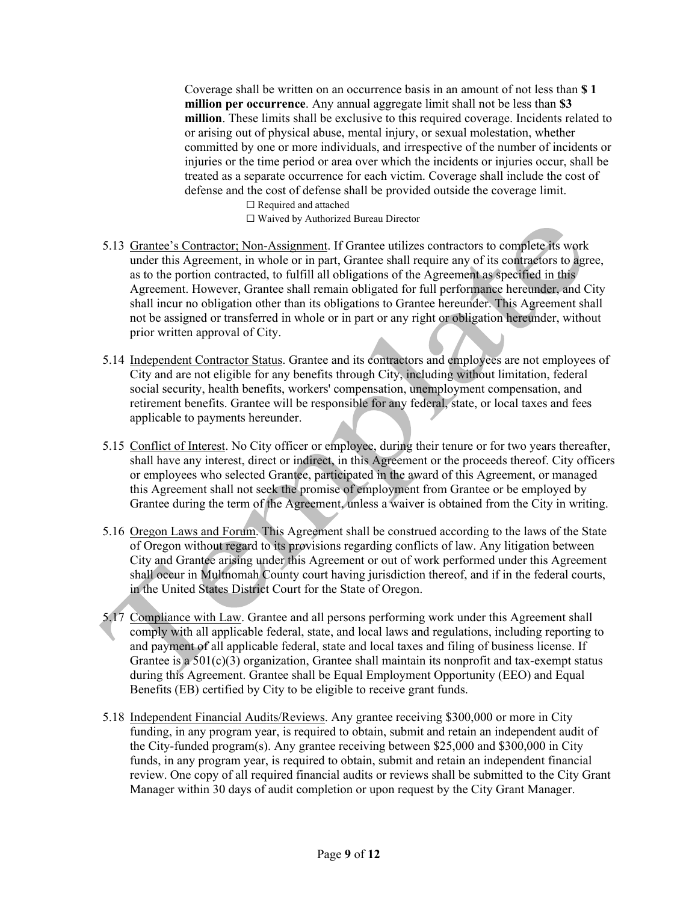Coverage shall be written on an occurrence basis in an amount of not less than **$ 1 million per occurrence**. Any annual aggregate limit shall not be less than **$3 million**. These limits shall be exclusive to this required coverage. Incidents related to or arising out of physical abuse, mental injury, or sexual molestation, whether committed by one or more individuals, and irrespective of the number of incidents or injuries or the time period or area over which the incidents or injuries occur, shall be treated as a separate occurrence for each victim. Coverage shall include the cost of defense and the cost of defense shall be provided outside the coverage limit.

☐ Required and attached
☐ Waived by Authorized Bureau Director

5.13 Grantee's Contractor; Non-Assignment. If Grantee utilizes contractors to complete its work under this Agreement, in whole or in part, Grantee shall require any of its contractors to agree, as to the portion contracted, to fulfill all obligations of the Agreement as specified in this Agreement. However, Grantee shall remain obligated for full performance hereunder, and City shall incur no obligation other than its obligations to Grantee hereunder. This Agreement shall not be assigned or transferred in whole or in part or any right or obligation hereunder, without prior written approval of City.

5.14 Independent Contractor Status. Grantee and its contractors and employees are not employees of City and are not eligible for any benefits through City, including without limitation, federal social security, health benefits, workers' compensation, unemployment compensation, and retirement benefits. Grantee will be responsible for any federal, state, or local taxes and fees applicable to payments hereunder.

5.15 Conflict of Interest. No City officer or employee, during their tenure or for two years thereafter, shall have any interest, direct or indirect, in this Agreement or the proceeds thereof. City officers or employees who selected Grantee, participated in the award of this Agreement, or managed this Agreement shall not seek the promise of employment from Grantee or be employed by Grantee during the term of the Agreement, unless a waiver is obtained from the City in writing.

5.16 Oregon Laws and Forum. This Agreement shall be construed according to the laws of the State of Oregon without regard to its provisions regarding conflicts of law. Any litigation between City and Grantee arising under this Agreement or out of work performed under this Agreement shall occur in Multnomah County court having jurisdiction thereof, and if in the federal courts, in the United States District Court for the State of Oregon.

5.17 Compliance with Law. Grantee and all persons performing work under this Agreement shall comply with all applicable federal, state, and local laws and regulations, including reporting to and payment of all applicable federal, state and local taxes and filing of business license. If Grantee is a 501(c)(3) organization, Grantee shall maintain its nonprofit and tax-exempt status during this Agreement. Grantee shall be Equal Employment Opportunity (EEO) and Equal Benefits (EB) certified by City to be eligible to receive grant funds.

5.18 Independent Financial Audits/Reviews. Any grantee receiving $300,000 or more in City funding, in any program year, is required to obtain, submit and retain an independent audit of the City-funded program(s). Any grantee receiving between $25,000 and $300,000 in City funds, in any program year, is required to obtain, submit and retain an independent financial review. One copy of all required financial audits or reviews shall be submitted to the City Grant Manager within 30 days of audit completion or upon request by the City Grant Manager.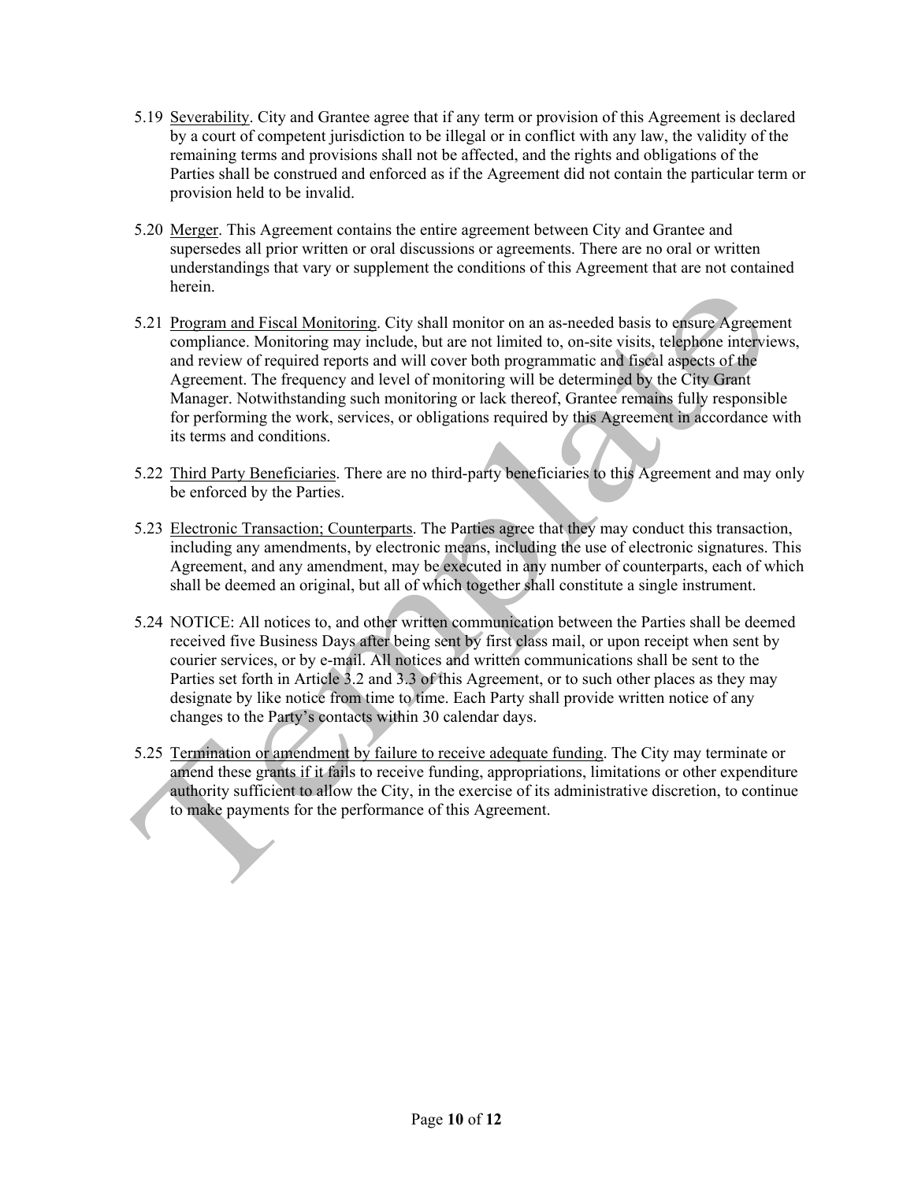5.19 Severability. City and Grantee agree that if any term or provision of this Agreement is declared by a court of competent jurisdiction to be illegal or in conflict with any law, the validity of the remaining terms and provisions shall not be affected, and the rights and obligations of the Parties shall be construed and enforced as if the Agreement did not contain the particular term or provision held to be invalid.

5.20 Merger. This Agreement contains the entire agreement between City and Grantee and supersedes all prior written or oral discussions or agreements. There are no oral or written understandings that vary or supplement the conditions of this Agreement that are not contained herein.

5.21 Program and Fiscal Monitoring. City shall monitor on an as-needed basis to ensure Agreement compliance. Monitoring may include, but are not limited to, on-site visits, telephone interviews, and review of required reports and will cover both programmatic and fiscal aspects of the Agreement. The frequency and level of monitoring will be determined by the City Grant Manager. Notwithstanding such monitoring or lack thereof, Grantee remains fully responsible for performing the work, services, or obligations required by this Agreement in accordance with its terms and conditions.

5.22 Third Party Beneficiaries. There are no third-party beneficiaries to this Agreement and may only be enforced by the Parties.

5.23 Electronic Transaction; Counterparts. The Parties agree that they may conduct this transaction, including any amendments, by electronic means, including the use of electronic signatures. This Agreement, and any amendment, may be executed in any number of counterparts, each of which shall be deemed an original, but all of which together shall constitute a single instrument.

5.24 NOTICE: All notices to, and other written communication between the Parties shall be deemed received five Business Days after being sent by first class mail, or upon receipt when sent by courier services, or by e-mail. All notices and written communications shall be sent to the Parties set forth in Article 3.2 and 3.3 of this Agreement, or to such other places as they may designate by like notice from time to time. Each Party shall provide written notice of any changes to the Party's contacts within 30 calendar days.

5.25 Termination or amendment by failure to receive adequate funding. The City may terminate or amend these grants if it fails to receive funding, appropriations, limitations or other expenditure authority sufficient to allow the City, in the exercise of its administrative discretion, to continue to make payments for the performance of this Agreement.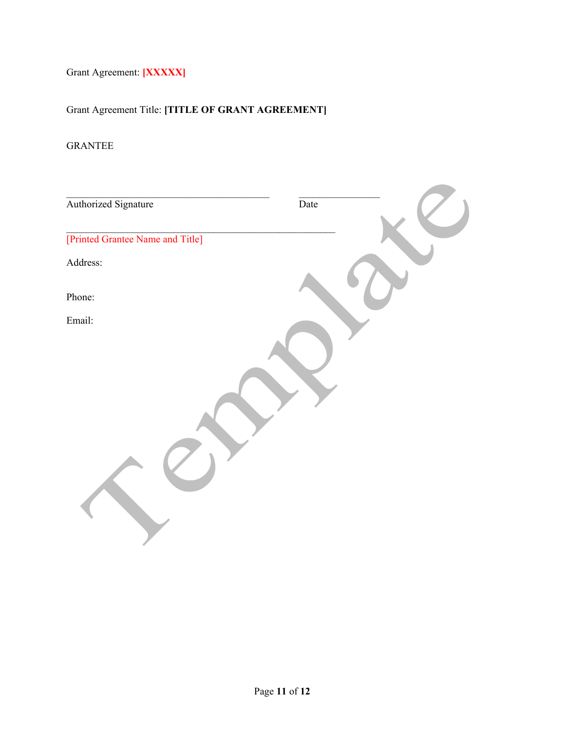Grant Agreement: **[XXXXX]**

Grant Agreement Title: **[TITLE OF GRANT AGREEMENT]**

GRANTEE

\_\_\_\_\_\_\_\_\_\_\_\_\_\_\_\_\_\_\_\_\_\_\_\_\_\_\_\_\_\_\_\_\_\_\_\_\_\_\_\_ \_\_\_\_\_\_\_\_\_\_\_\_\_\_\_\_
Authorized Signature Date

\_\_\_\_\_\_\_\_\_\_\_\_\_\_\_\_\_\_\_\_\_\_\_\_\_\_\_\_\_\_\_\_\_\_\_\_\_\_\_\_\_\_\_\_\_\_\_\_\_\_\_
[Printed Grantee Name and Title]

Address:

Phone:

Email:

Template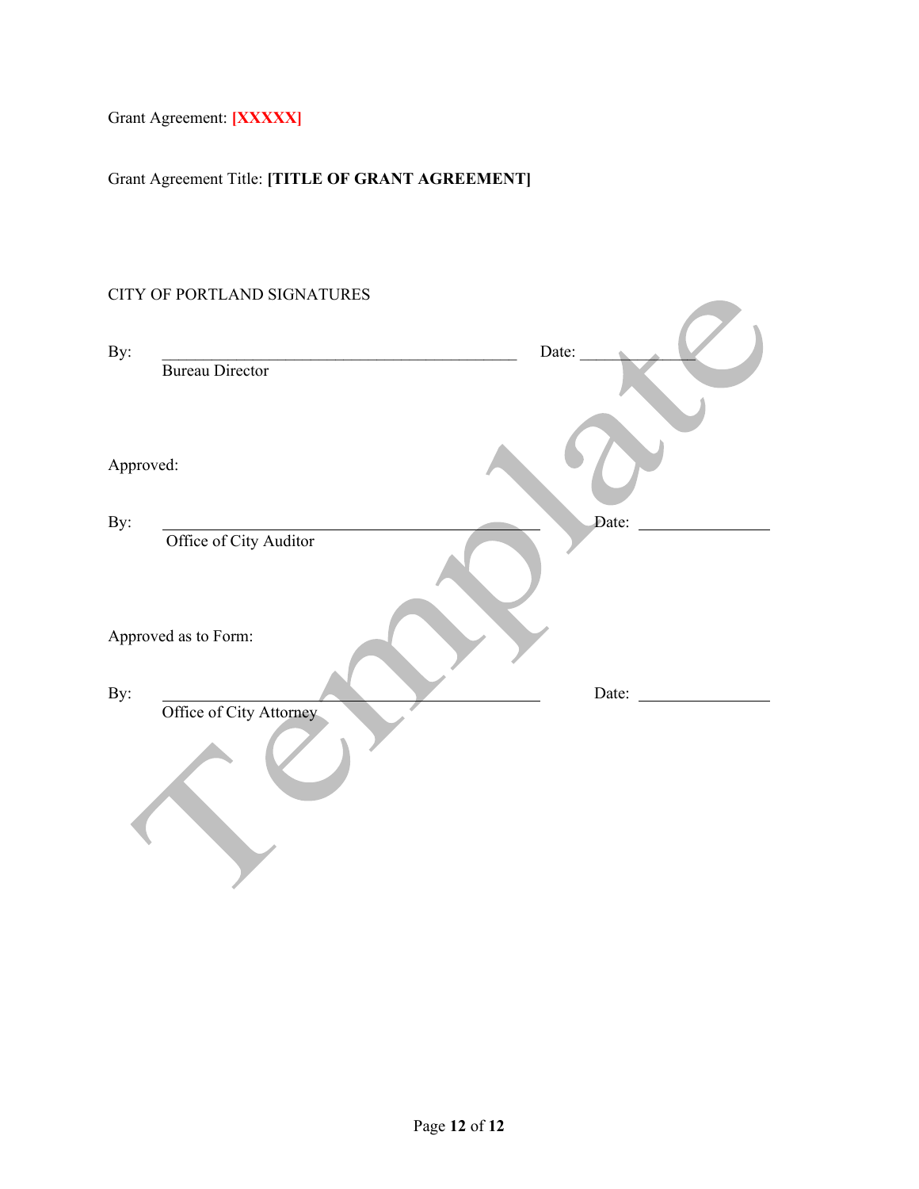Grant Agreement: **[XXXXX]**

Grant Agreement Title: **[TITLE OF GRANT AGREEMENT]**

CITY OF PORTLAND SIGNATURES

By: ____________________________________________ Date: _____________
Bureau Director

Approved:

By: ____________________________________________ Date: _______________
Office of City Auditor

Approved as to Form:

By: ____________________________________________ Date: _______________
Office of City Attorney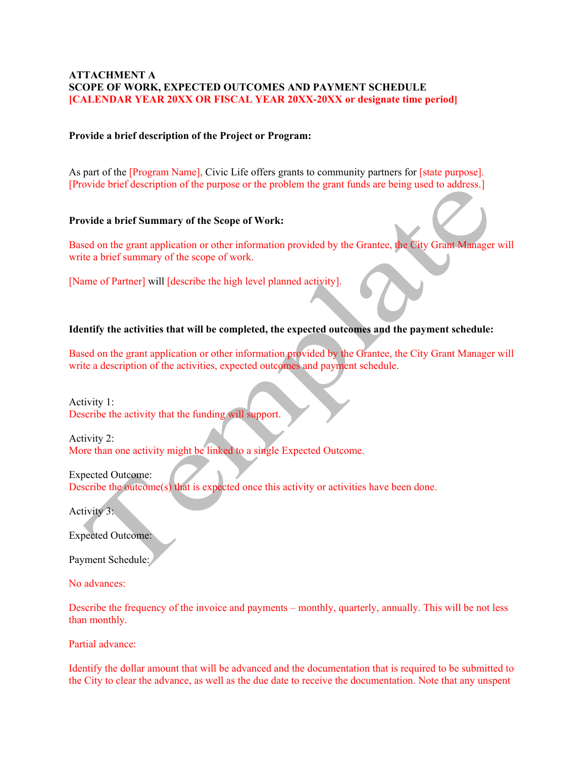**ATTACHMENT A**
**SCOPE OF WORK, EXPECTED OUTCOMES AND PAYMENT SCHEDULE**
**[CALENDAR YEAR 20XX OR FISCAL YEAR 20XX-20XX or designate time period]**

**Provide a brief description of the Project or Program:**

As part of the [Program Name], Civic Life offers grants to community partners for [state purpose]. [Provide brief description of the purpose or the problem the grant funds are being used to address.]

**Provide a brief Summary of the Scope of Work:**

Based on the grant application or other information provided by the Grantee, the City Grant Manager will write a brief summary of the scope of work.

[Name of Partner] will [describe the high level planned activity].

**Identify the activities that will be completed, the expected outcomes and the payment schedule:**

Based on the grant application or other information provided by the Grantee, the City Grant Manager will write a description of the activities, expected outcomes and payment schedule.

Activity 1:
Describe the activity that the funding will support.

Activity 2:
More than one activity might be linked to a single Expected Outcome.

Expected Outcome:
Describe the outcome(s) that is expected once this activity or activities have been done.

Activity 3:

Expected Outcome:

Payment Schedule:

No advances:

Describe the frequency of the invoice and payments – monthly, quarterly, annually. This will be not less than monthly.

Partial advance:

Identify the dollar amount that will be advanced and the documentation that is required to be submitted to the City to clear the advance, as well as the due date to receive the documentation. Note that any unspent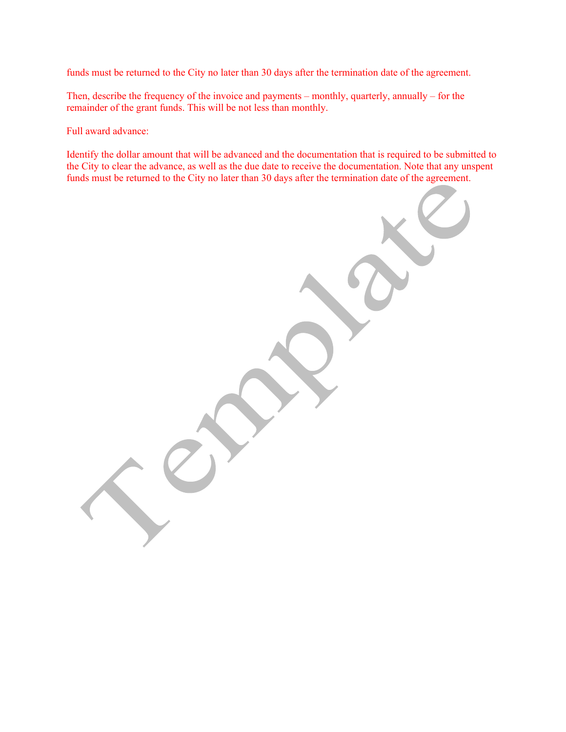funds must be returned to the City no later than 30 days after the termination date of the agreement.

Then, describe the frequency of the invoice and payments – monthly, quarterly, annually – for the remainder of the grant funds. This will be not less than monthly.

Full award advance:

Identify the dollar amount that will be advanced and the documentation that is required to be submitted to the City to clear the advance, as well as the due date to receive the documentation. Note that any unspent funds must be returned to the City no later than 30 days after the termination date of the agreement.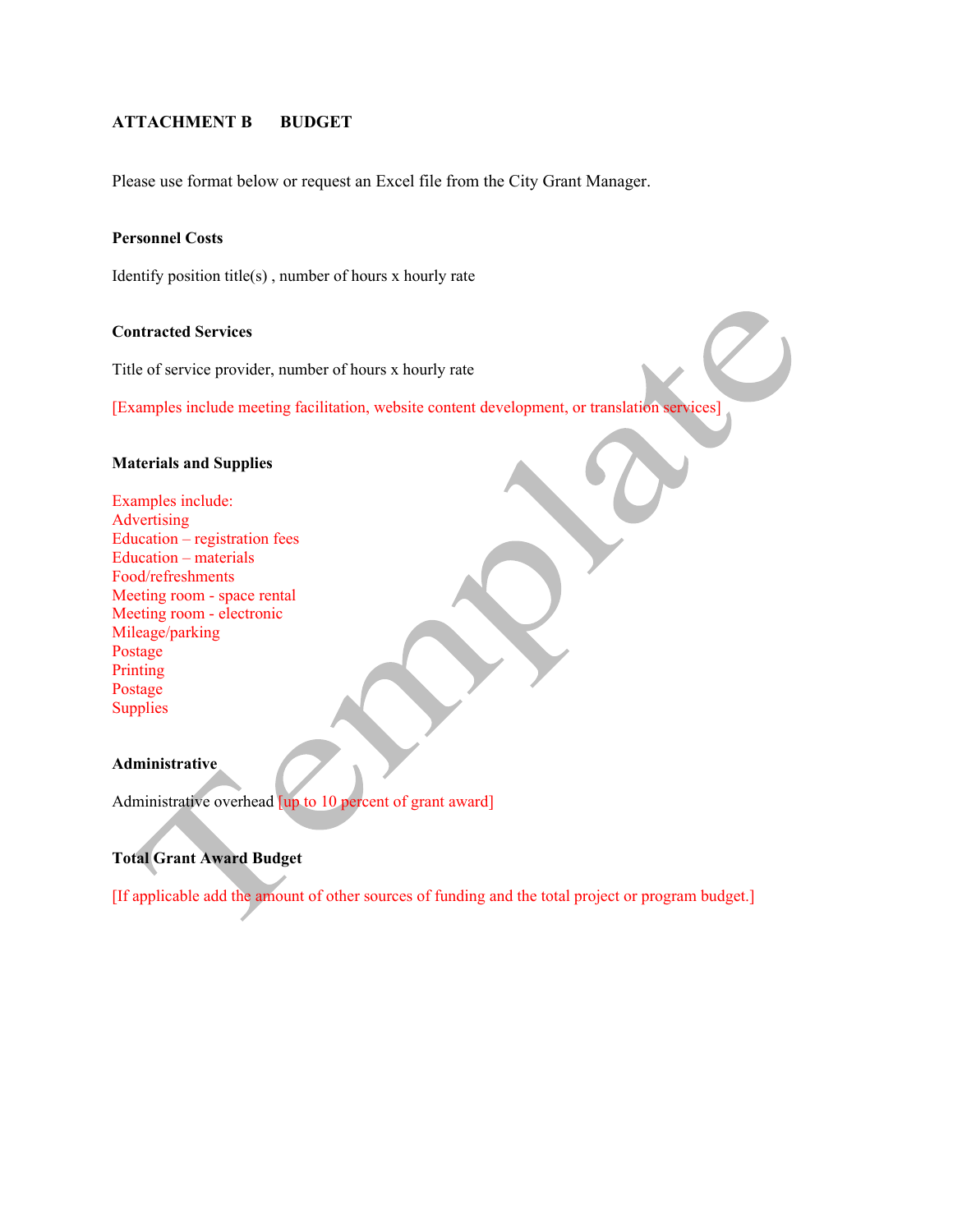**ATTACHMENT B BUDGET**

Please use format below or request an Excel file from the City Grant Manager.

**Personnel Costs**

Identify position title(s) , number of hours x hourly rate

**Contracted Services**

Title of service provider, number of hours x hourly rate

[Examples include meeting facilitation, website content development, or translation services]

**Materials and Supplies**

Examples include:
Advertising
Education – registration fees
Education – materials
Food/refreshments
Meeting room - space rental
Meeting room - electronic
Mileage/parking
Postage
Printing
Postage
Supplies

**Administrative**

Administrative overhead [up to 10 percent of grant award]

**Total Grant Award Budget**

[If applicable add the amount of other sources of funding and the total project or program budget.]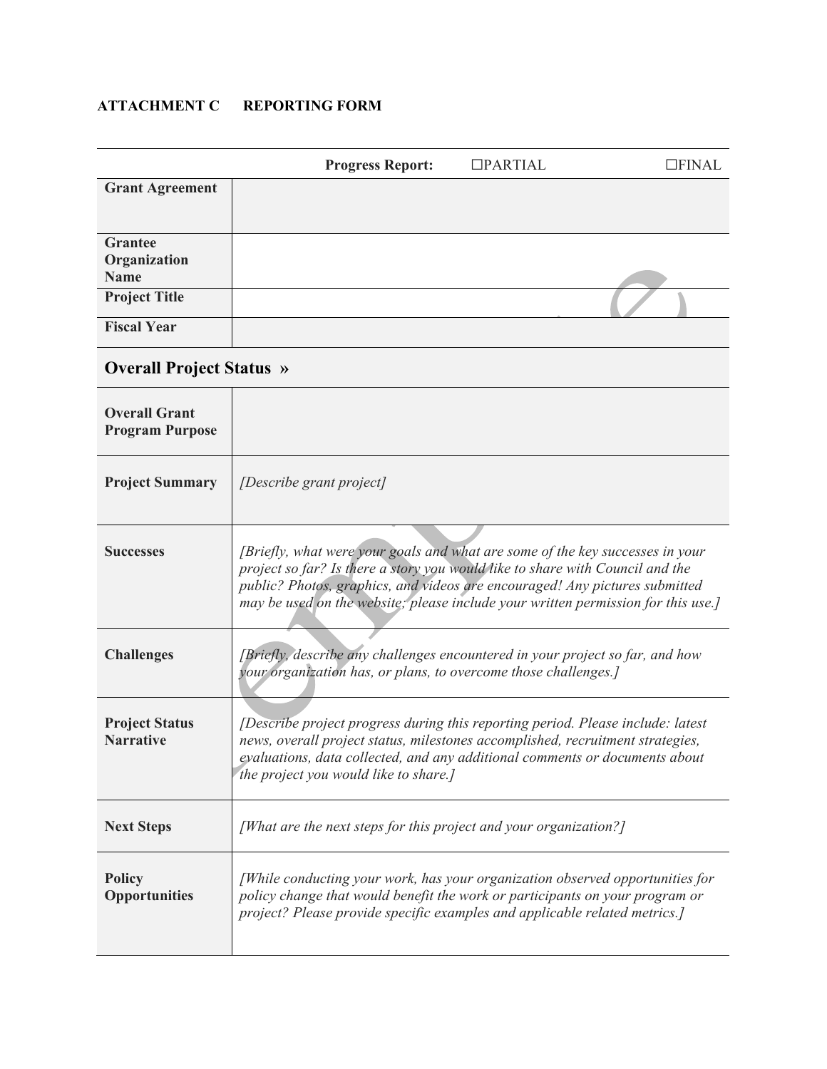**ATTACHMENT C REPORTING FORM**

| | **Progress Report:** ☐PARTIAL ☐FINAL |
|---|---|
| **Grant Agreement** | |
| **Grantee Organization Name** | |
| **Project Title** | |
| **Fiscal Year** | |
| **Overall Project Status »** | |
| **Overall Grant Program Purpose** | |
| **Project Summary** | *[Describe grant project]* |
| **Successes** | *[Briefly, what were your goals and what are some of the key successes in your project so far? Is there a story you would like to share with Council and the public? Photos, graphics, and videos are encouraged! Any pictures submitted may be used on the website; please include your written permission for this use.]* |
| **Challenges** | *[Briefly, describe any challenges encountered in your project so far, and how your organization has, or plans, to overcome those challenges.]* |
| **Project Status Narrative** | *[Describe project progress during this reporting period. Please include: latest news, overall project status, milestones accomplished, recruitment strategies, evaluations, data collected, and any additional comments or documents about the project you would like to share.]* |
| **Next Steps** | *[What are the next steps for this project and your organization?]* |
| **Policy Opportunities** | *[While conducting your work, has your organization observed opportunities for policy change that would benefit the work or participants on your program or project? Please provide specific examples and applicable related metrics.]* |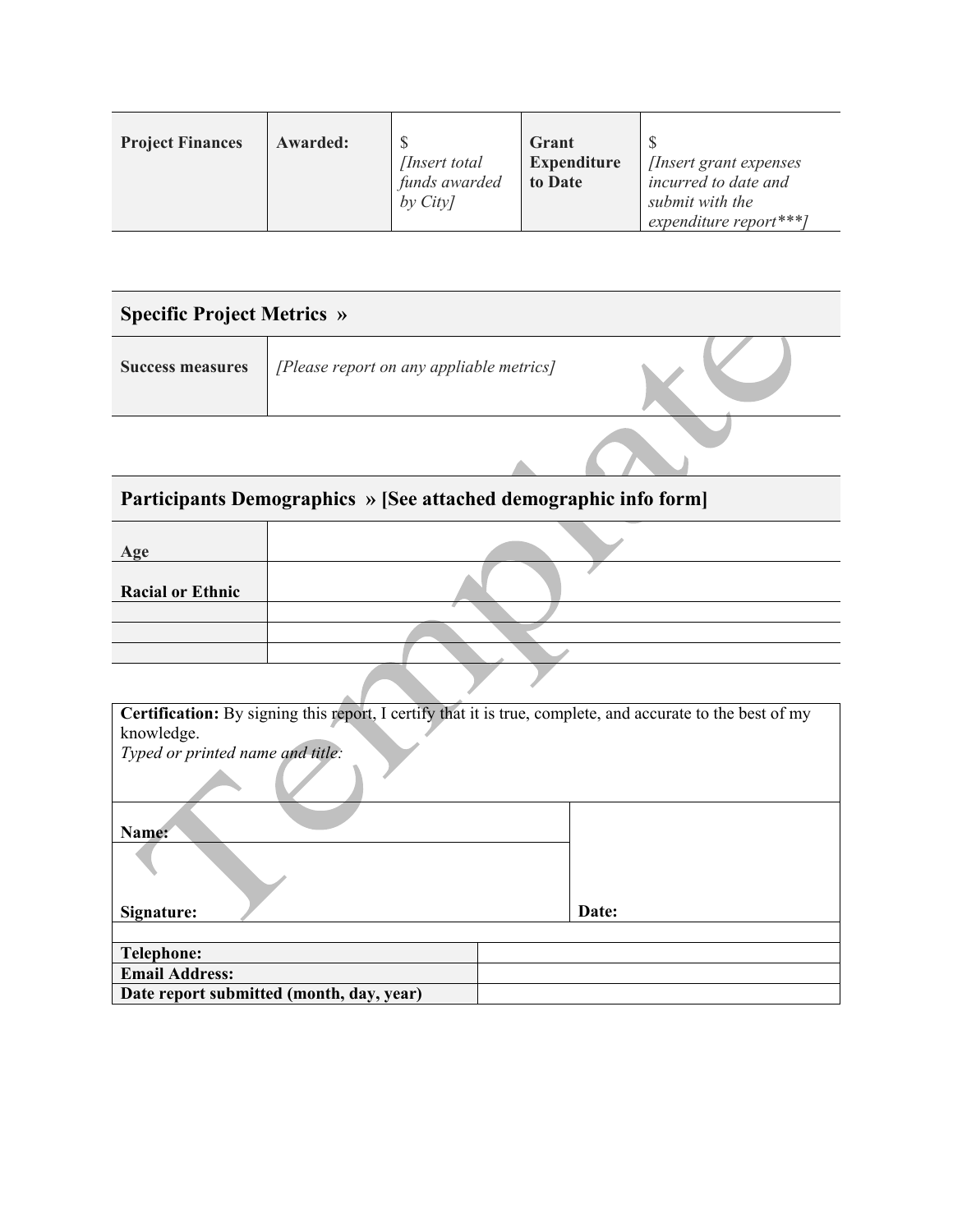| **Project Finances** | **Awarded:** | $ *[Insert total funds awarded by City]* | **Grant Expenditure to Date** | $ *[Insert grant expenses incurred to date and submit with the expenditure report***]* |
|---|---|---|---|---|

| **Specific Project Metrics »** | |
|---|---|
| **Success measures** | *[Please report on any appliable metrics]* |

| **Participants Demographics » [See attached demographic info form]** | |
|---|---|
| **Age** | |
| **Racial or Ethnic** | |
| | |
| | |
| | |

**Certification:** By signing this report, I certify that it is true, complete, and accurate to the best of my knowledge.
*Typed or printed name and title:*

| **Name:** | |
|---|---|
| **Signature:** | **Date:** |

| | |
|---|---|
| **Telephone:** | |
| **Email Address:** | |
| **Date report submitted (month, day, year)** | |

Template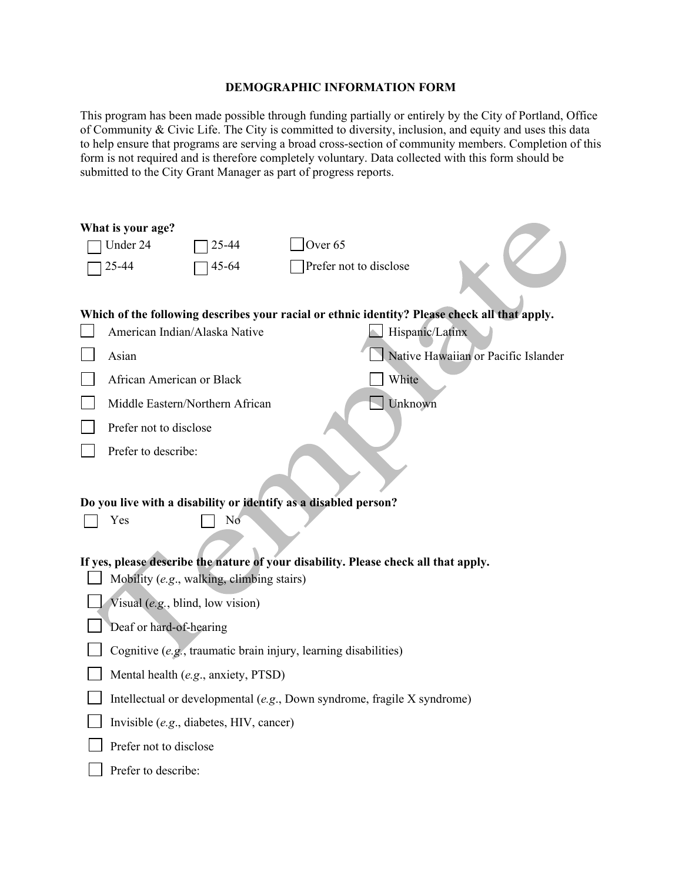# DEMOGRAPHIC INFORMATION FORM

This program has been made possible through funding partially or entirely by the City of Portland, Office of Community & Civic Life. The City is committed to diversity, inclusion, and equity and uses this data to help ensure that programs are serving a broad cross-section of community members. Completion of this form is not required and is therefore completely voluntary. Data collected with this form should be submitted to the City Grant Manager as part of progress reports.

**What is your age?**

- ☐ Under 24
- ☐ 25-44
- ☐ 25-44
- ☐ 45-64
- ☐ Over 65
- ☐ Prefer not to disclose

**Which of the following describes your racial or ethnic identity? Please check all that apply.**

- ☐ American Indian/Alaska Native
- ☐ Asian
- ☐ African American or Black
- ☐ Middle Eastern/Northern African
- ☐ Prefer not to disclose
- ☐ Prefer to describe:
- ☐ Hispanic/Latinx
- ☐ Native Hawaiian or Pacific Islander
- ☐ White
- ☐ Unknown

**Do you live with a disability or identify as a disabled person?**

- ☐ Yes
- ☐ No

**If yes, please describe the nature of your disability. Please check all that apply.**

- ☐ Mobility (*e.g*., walking, climbing stairs)
- ☐ Visual (*e.g.*, blind, low vision)
- ☐ Deaf or hard-of-hearing
- ☐ Cognitive (*e.g.*, traumatic brain injury, learning disabilities)
- ☐ Mental health (*e.g*., anxiety, PTSD)
- ☐ Intellectual or developmental (*e.g*., Down syndrome, fragile X syndrome)
- ☐ Invisible (*e.g*., diabetes, HIV, cancer)
- ☐ Prefer not to disclose
- ☐ Prefer to describe: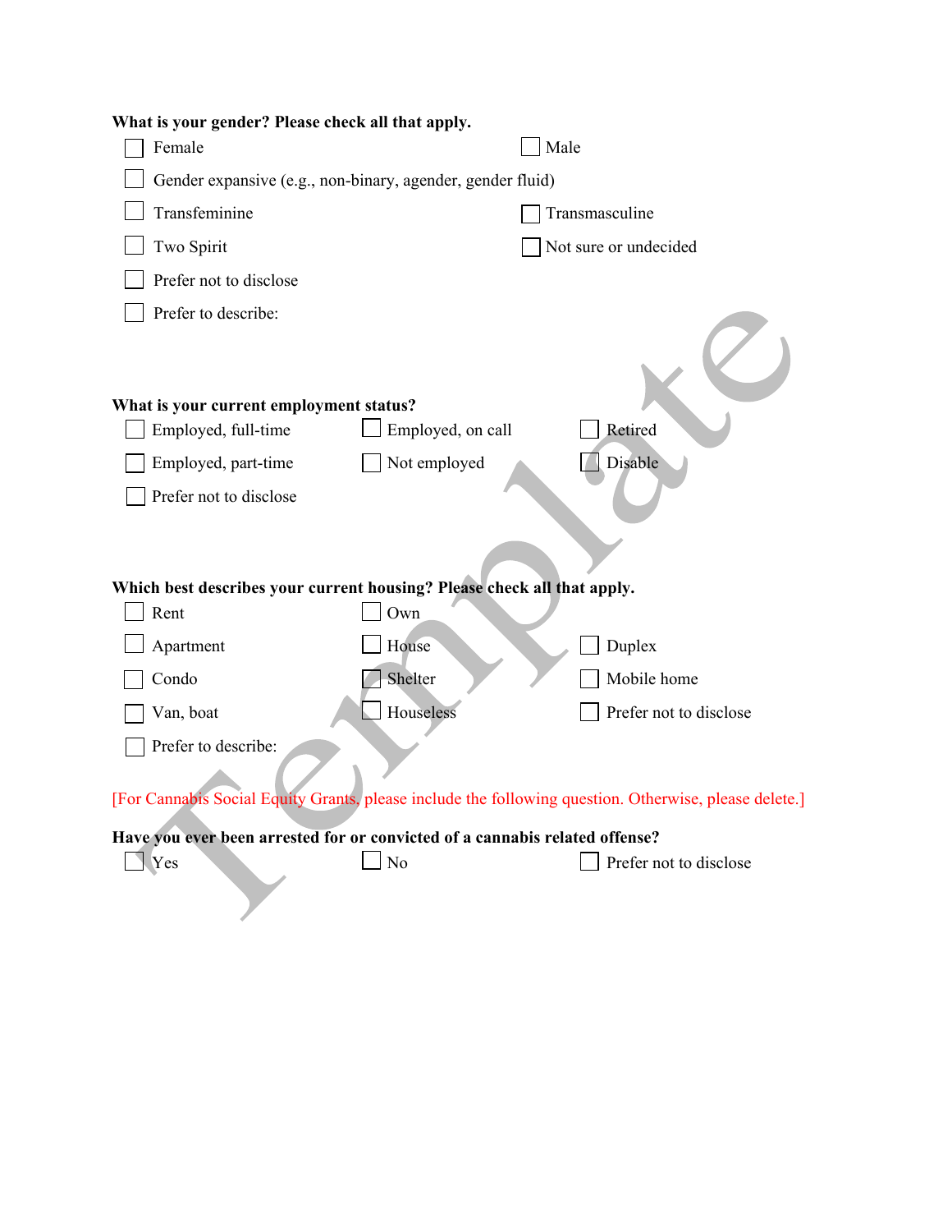**What is your gender? Please check all that apply.**

- [ ] Female
- [ ] Male
- [ ] Gender expansive (e.g., non-binary, agender, gender fluid)
- [ ] Transfeminine
- [ ] Transmasculine
- [ ] Two Spirit
- [ ] Not sure or undecided
- [ ] Prefer not to disclose
- [ ] Prefer to describe:

**What is your current employment status?**

- [ ] Employed, full-time
- [ ] Employed, on call
- [ ] Retired
- [ ] Employed, part-time
- [ ] Not employed
- [ ] Disable
- [ ] Prefer not to disclose

**Which best describes your current housing? Please check all that apply.**

- [ ] Rent
- [ ] Own
- [ ] Apartment
- [ ] House
- [ ] Duplex
- [ ] Condo
- [ ] Shelter
- [ ] Mobile home
- [ ] Van, boat
- [ ] Houseless
- [ ] Prefer not to disclose
- [ ] Prefer to describe:

[For Cannabis Social Equity Grants, please include the following question. Otherwise, please delete.]

**Have you ever been arrested for or convicted of a cannabis related offense?**

- [ ] Yes
- [ ] No
- [ ] Prefer not to disclose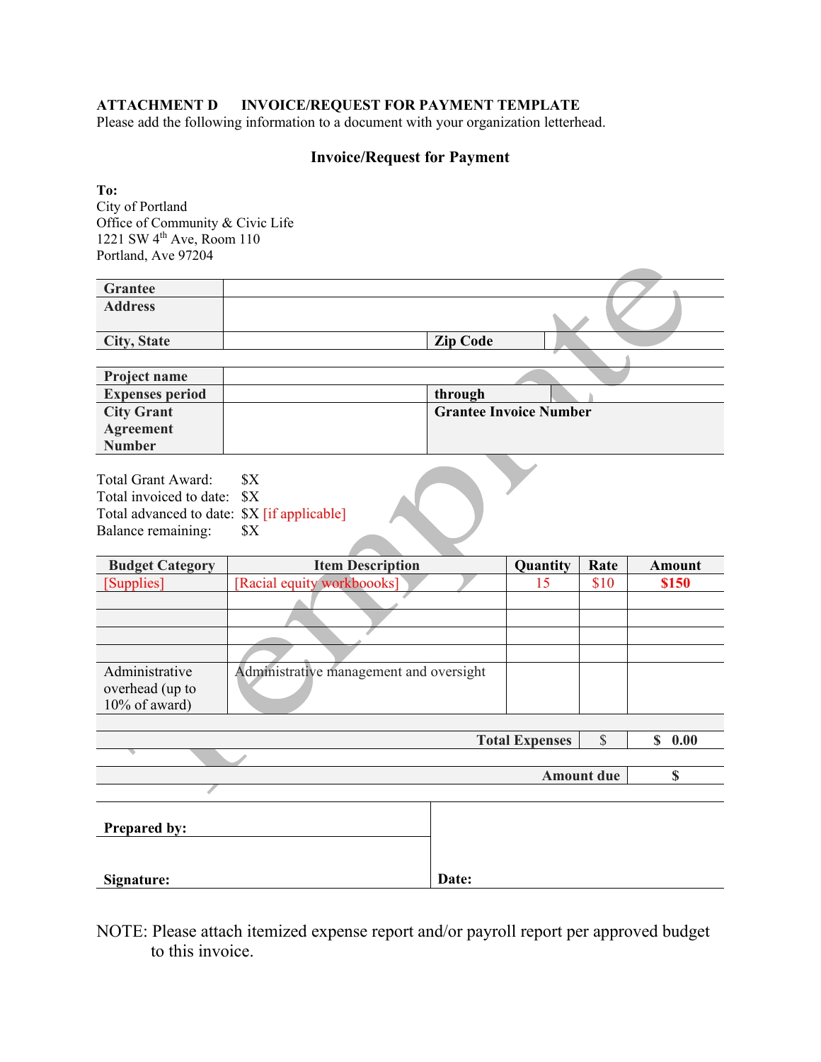**ATTACHMENT D INVOICE/REQUEST FOR PAYMENT TEMPLATE**

Please add the following information to a document with your organization letterhead.

## Invoice/Request for Payment

**To:**
City of Portland
Office of Community & Civic Life
1221 SW 4th Ave, Room 110
Portland, Ave 97204

| | | | |
|---|---|---|---|
| **Grantee** | | | |
| **Address** | | | |
| **City, State** | | **Zip Code** | |

| | | | |
|---|---|---|---|
| **Project name** | | | |
| **Expenses period** | | **through** | |
| **City Grant Agreement Number** | | **Grantee Invoice Number** | |

Total Grant Award: $X
Total invoiced to date: $X
Total advanced to date: $X [if applicable]
Balance remaining: $X

| Budget Category | Item Description | Quantity | Rate | Amount |
|---|---|---|---|---|
| [Supplies] | [Racial equity workboooks] | 15 | $10 | **$150** |
| | | | | |
| | | | | |
| | | | | |
| | | | | |
| Administrative overhead (up to 10% of award) | Administrative management and oversight | | | |
| | | | | |
| | | **Total Expenses** | $ | **$ 0.00** |
| | | | | |
| | | | **Amount due** | **$** |

| | |
|---|---|
| **Prepared by:** | |
| **Signature:** | **Date:** |

NOTE: Please attach itemized expense report and/or payroll report per approved budget to this invoice.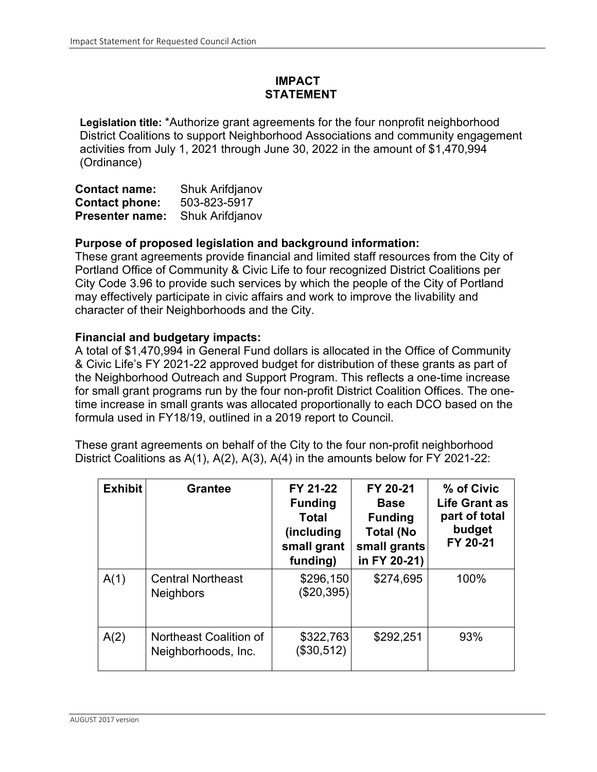# IMPACT STATEMENT

**Legislation title:** *Authorize grant agreements for the four nonprofit neighborhood District Coalitions to support Neighborhood Associations and community engagement activities from July 1, 2021 through June 30, 2022 in the amount of $1,470,994 (Ordinance)

**Contact name:** Shuk Arifdjanov
**Contact phone:** 503-823-5917
**Presenter name:** Shuk Arifdjanov

**Purpose of proposed legislation and background information:**
These grant agreements provide financial and limited staff resources from the City of Portland Office of Community & Civic Life to four recognized District Coalitions per City Code 3.96 to provide such services by which the people of the City of Portland may effectively participate in civic affairs and work to improve the livability and character of their Neighborhoods and the City.

**Financial and budgetary impacts:**
A total of $1,470,994 in General Fund dollars is allocated in the Office of Community & Civic Life's FY 2021-22 approved budget for distribution of these grants as part of the Neighborhood Outreach and Support Program. This reflects a one-time increase for small grant programs run by the four non-profit District Coalition Offices. The one-time increase in small grants was allocated proportionally to each DCO based on the formula used in FY18/19, outlined in a 2019 report to Council.

These grant agreements on behalf of the City to the four non-profit neighborhood District Coalitions as A(1), A(2), A(3), A(4) in the amounts below for FY 2021-22:

| Exhibit | Grantee | FY 21-22 Funding Total (including small grant funding) | FY 20-21 Base Funding Total (No small grants in FY 20-21) | % of Civic Life Grant as part of total budget FY 20-21 |
|---|---|---|---|---|
| A(1) | Central Northeast Neighbors | $296,150 ($20,395) | $274,695 | 100% |
| A(2) | Northeast Coalition of Neighborhoods, Inc. | $322,763 ($30,512) | $292,251 | 93% |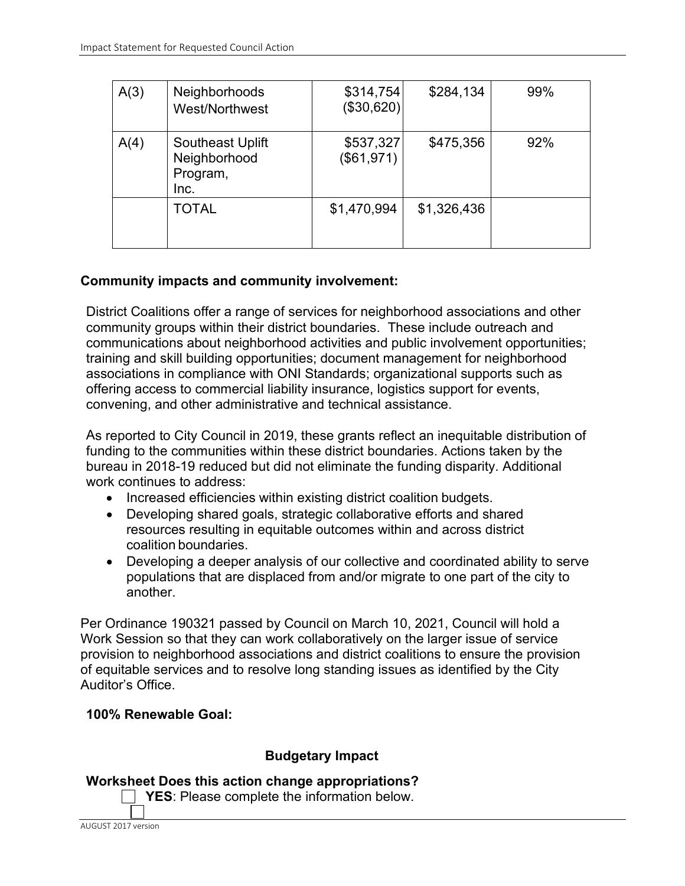| A(3) | Neighborhoods West/Northwest | $314,754 ($30,620) | $284,134 | 99% |
|---|---|---|---|---|
| A(4) | Southeast Uplift Neighborhood Program, Inc. | $537,327 ($61,971) | $475,356 | 92% |
| | TOTAL | $1,470,994 | $1,326,436 | |

**Community impacts and community involvement:**

District Coalitions offer a range of services for neighborhood associations and other community groups within their district boundaries. These include outreach and communications about neighborhood activities and public involvement opportunities; training and skill building opportunities; document management for neighborhood associations in compliance with ONI Standards; organizational supports such as offering access to commercial liability insurance, logistics support for events, convening, and other administrative and technical assistance.

As reported to City Council in 2019, these grants reflect an inequitable distribution of funding to the communities within these district boundaries. Actions taken by the bureau in 2018-19 reduced but did not eliminate the funding disparity. Additional work continues to address:

- Increased efficiencies within existing district coalition budgets.
- Developing shared goals, strategic collaborative efforts and shared resources resulting in equitable outcomes within and across district coalition boundaries.
- Developing a deeper analysis of our collective and coordinated ability to serve populations that are displaced from and/or migrate to one part of the city to another.

Per Ordinance 190321 passed by Council on March 10, 2021, Council will hold a Work Session so that they can work collaboratively on the larger issue of service provision to neighborhood associations and district coalitions to ensure the provision of equitable services and to resolve long standing issues as identified by the City Auditor's Office.

**100% Renewable Goal:**

**Budgetary Impact**

**Worksheet Does this action change appropriations?**

☐ **YES**: Please complete the information below.

☐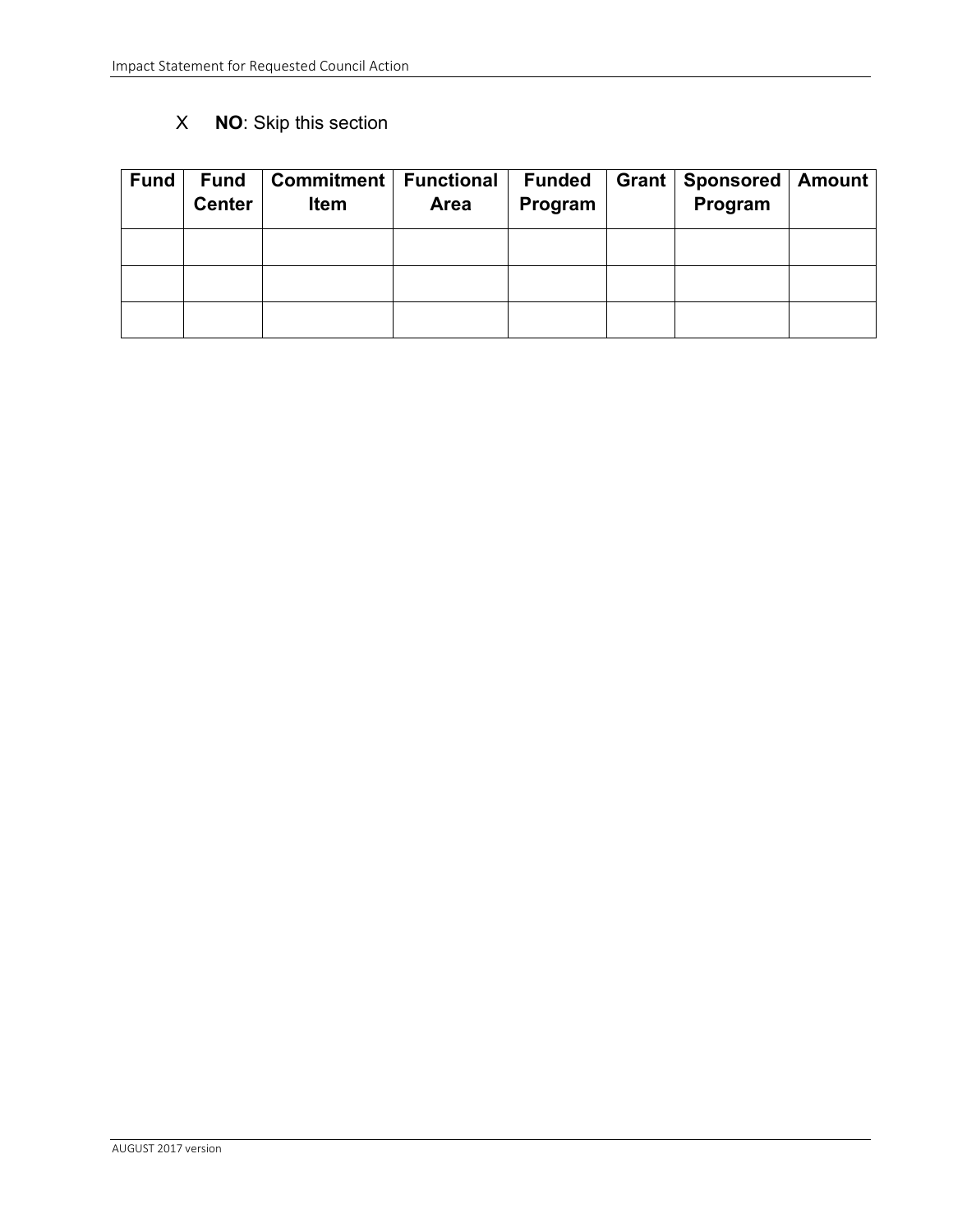X **NO**: Skip this section

| Fund | Fund Center | Commitment Item | Functional Area | Funded Program | Grant | Sponsored Program | Amount |
|---|---|---|---|---|---|---|---|
| | | | | | | | |
| | | | | | | | |
| | | | | | | | |